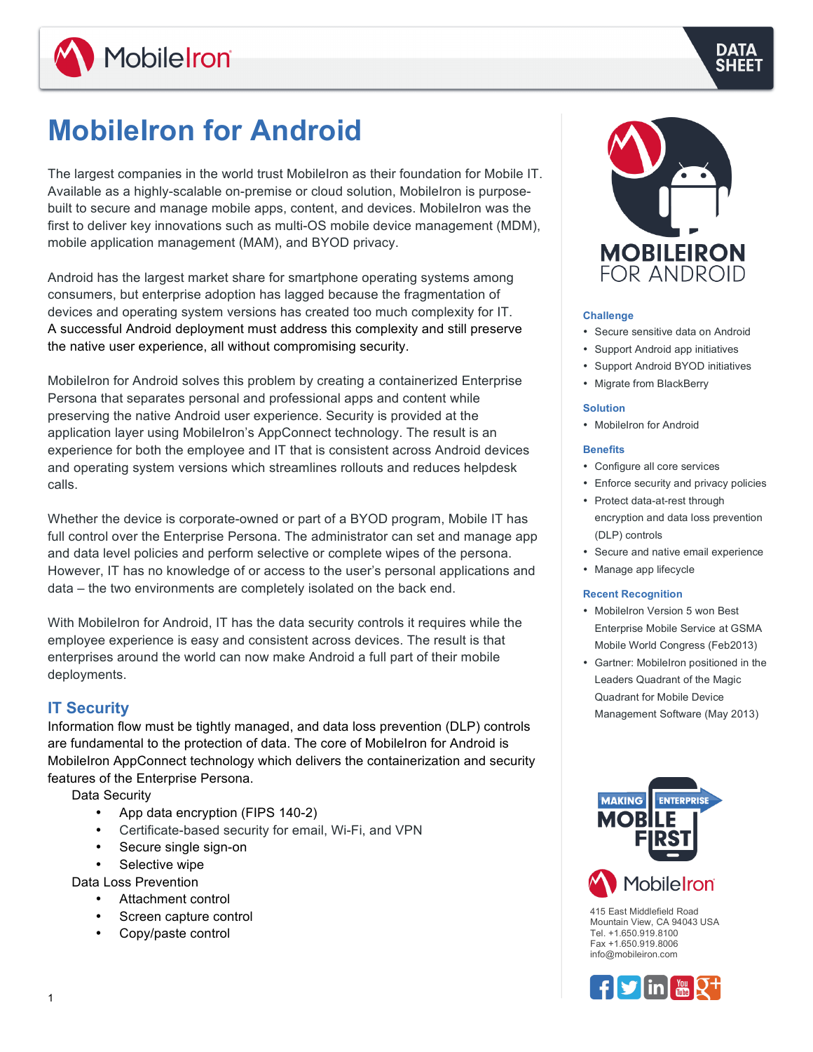# MobileIron for Android

The largest companies in the world trust MobileIron as their foundation for Mobile IT. Available as a highly-scalable on-premise or cloud solution, MobileIron is purpose-built to secure and manage mobile apps, content, and devices. MobileIron was the first to deliver key innovations such as multi-OS mobile device management (MDM), mobile application management (MAM), and BYOD privacy.

Android has the largest market share for smartphone operating systems among consumers, but enterprise adoption has lagged because the fragmentation of devices and operating system versions has created too much complexity for IT. A successful Android deployment must address this complexity and still preserve the native user experience, all without compromising security.

MobileIron for Android solves this problem by creating a containerized Enterprise Persona that separates personal and professional apps and content while preserving the native Android user experience. Security is provided at the application layer using MobileIron's AppConnect technology. The result is an experience for both the employee and IT that is consistent across Android devices and operating system versions which streamlines rollouts and reduces helpdesk calls.

Whether the device is corporate-owned or part of a BYOD program, Mobile IT has full control over the Enterprise Persona. The administrator can set and manage app and data level policies and perform selective or complete wipes of the persona. However, IT has no knowledge of or access to the user's personal applications and data – the two environments are completely isolated on the back end.

With MobileIron for Android, IT has the data security controls it requires while the employee experience is easy and consistent across devices. The result is that enterprises around the world can now make Android a full part of their mobile deployments.

## IT Security

Information flow must be tightly managed, and data loss prevention (DLP) controls are fundamental to the protection of data. The core of MobileIron for Android is MobileIron AppConnect technology which delivers the containerization and security features of the Enterprise Persona.

Data Security

- App data encryption (FIPS 140-2)
- Certificate-based security for email, Wi-Fi, and VPN
- Secure single sign-on
- Selective wipe

Data Loss Prevention

- Attachment control
- Screen capture control
- Copy/paste control

MOBILEIRON FOR ANDROID

### Challenge

- Secure sensitive data on Android
- Support Android app initiatives
- Support Android BYOD initiatives
- Migrate from BlackBerry

### Solution

- MobileIron for Android

### Benefits

- Configure all core services
- Enforce security and privacy policies
- Protect data-at-rest through encryption and data loss prevention (DLP) controls
- Secure and native email experience
- Manage app lifecycle

### Recent Recognition

- MobileIron Version 5 won Best Enterprise Mobile Service at GSMA Mobile World Congress (Feb2013)
- Gartner: MobileIron positioned in the Leaders Quadrant of the Magic Quadrant for Mobile Device Management Software (May 2013)

MAKING ENTERPRISE MOBILE FIRST

MobileIron

415 East Middlefield Road
Mountain View, CA 94043 USA
Tel. +1.650.919.8100
Fax +1.650.919.8006
info@mobileiron.com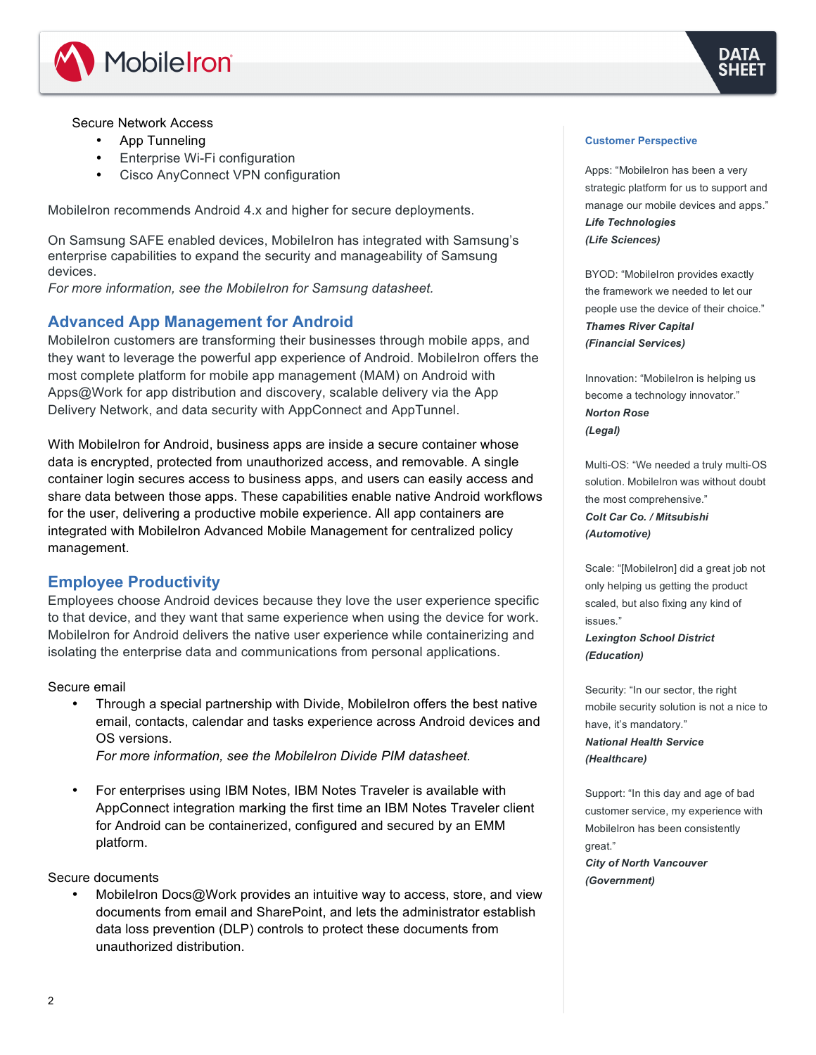Secure Network Access

- App Tunneling
- Enterprise Wi-Fi configuration
- Cisco AnyConnect VPN configuration

MobileIron recommends Android 4.x and higher for secure deployments.

On Samsung SAFE enabled devices, MobileIron has integrated with Samsung's enterprise capabilities to expand the security and manageability of Samsung devices.
*For more information, see the MobileIron for Samsung datasheet.*

## Advanced App Management for Android

MobileIron customers are transforming their businesses through mobile apps, and they want to leverage the powerful app experience of Android. MobileIron offers the most complete platform for mobile app management (MAM) on Android with Apps@Work for app distribution and discovery, scalable delivery via the App Delivery Network, and data security with AppConnect and AppTunnel.

With MobileIron for Android, business apps are inside a secure container whose data is encrypted, protected from unauthorized access, and removable. A single container login secures access to business apps, and users can easily access and share data between those apps. These capabilities enable native Android workflows for the user, delivering a productive mobile experience. All app containers are integrated with MobileIron Advanced Mobile Management for centralized policy management.

## Employee Productivity

Employees choose Android devices because they love the user experience specific to that device, and they want that same experience when using the device for work. MobileIron for Android delivers the native user experience while containerizing and isolating the enterprise data and communications from personal applications.

Secure email

- Through a special partnership with Divide, MobileIron offers the best native email, contacts, calendar and tasks experience across Android devices and OS versions.
  *For more information, see the MobileIron Divide PIM datasheet.*

- For enterprises using IBM Notes, IBM Notes Traveler is available with AppConnect integration marking the first time an IBM Notes Traveler client for Android can be containerized, configured and secured by an EMM platform.

Secure documents

- MobileIron Docs@Work provides an intuitive way to access, store, and view documents from email and SharePoint, and lets the administrator establish data loss prevention (DLP) controls to protect these documents from unauthorized distribution.

### Customer Perspective

Apps: "MobileIron has been a very strategic platform for us to support and manage our mobile devices and apps."
***Life Technologies***
***(Life Sciences)***

BYOD: "MobileIron provides exactly the framework we needed to let our people use the device of their choice."
***Thames River Capital***
***(Financial Services)***

Innovation: "MobileIron is helping us become a technology innovator."
***Norton Rose***
***(Legal)***

Multi-OS: "We needed a truly multi-OS solution. MobileIron was without doubt the most comprehensive."
***Colt Car Co. / Mitsubishi***
***(Automotive)***

Scale: "[MobileIron] did a great job not only helping us getting the product scaled, but also fixing any kind of issues."
***Lexington School District***
***(Education)***

Security: "In our sector, the right mobile security solution is not a nice to have, it's mandatory."
***National Health Service***
***(Healthcare)***

Support: "In this day and age of bad customer service, my experience with MobileIron has been consistently great."
***City of North Vancouver***
***(Government)***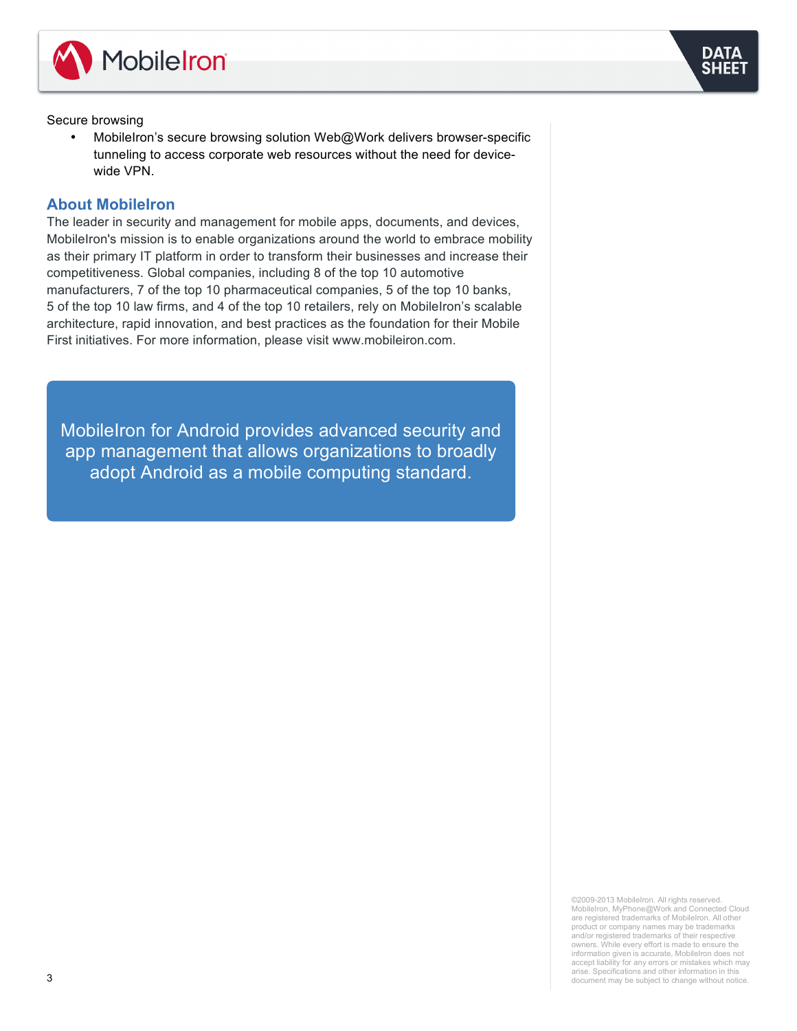Secure browsing

- MobileIron's secure browsing solution Web@Work delivers browser-specific tunneling to access corporate web resources without the need for device-wide VPN.

## About MobileIron

The leader in security and management for mobile apps, documents, and devices, MobileIron's mission is to enable organizations around the world to embrace mobility as their primary IT platform in order to transform their businesses and increase their competitiveness. Global companies, including 8 of the top 10 automotive manufacturers, 7 of the top 10 pharmaceutical companies, 5 of the top 10 banks, 5 of the top 10 law firms, and 4 of the top 10 retailers, rely on MobileIron's scalable architecture, rapid innovation, and best practices as the foundation for their Mobile First initiatives. For more information, please visit www.mobileiron.com.

MobileIron for Android provides advanced security and app management that allows organizations to broadly adopt Android as a mobile computing standard.

©2009-2013 MobileIron. All rights reserved. MobileIron, MyPhone@Work and Connected Cloud are registered trademarks of MobileIron. All other product or company names may be trademarks and/or registered trademarks of their respective owners. While every effort is made to ensure the information given is accurate, MobileIron does not accept liability for any errors or mistakes which may arise. Specifications and other information in this document may be subject to change without notice.